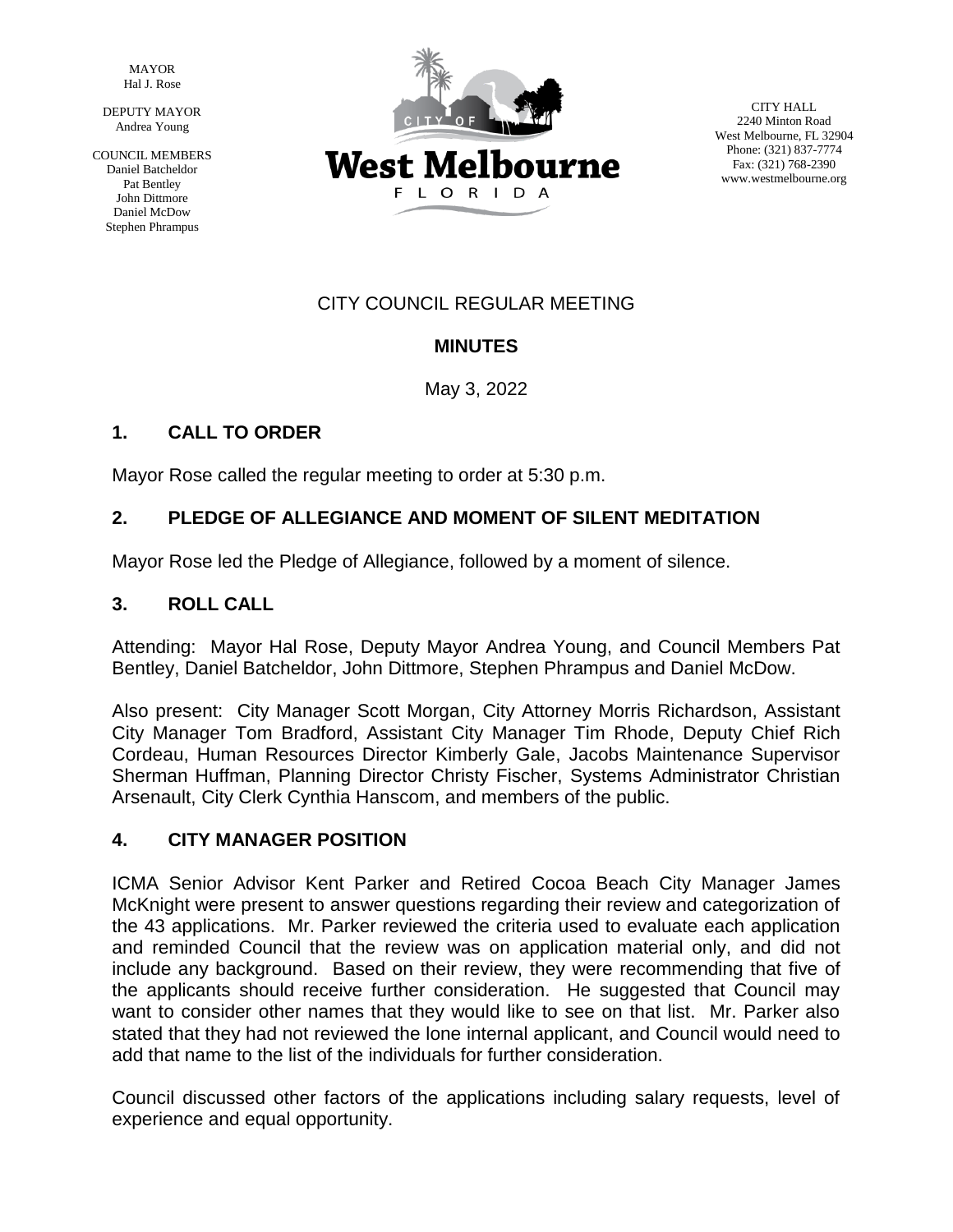MAYOR
Hal J. Rose

DEPUTY MAYOR
Andrea Young

COUNCIL MEMBERS
Daniel Batcheldor
Pat Bentley
John Dittmore
Daniel McDow
Stephen Phrampus

CITY OF West Melbourne FLORIDA

CITY HALL
2240 Minton Road
West Melbourne, FL 32904
Phone: (321) 837-7774
Fax: (321) 768-2390
www.westmelbourne.org

CITY COUNCIL REGULAR MEETING

**MINUTES**

May 3, 2022

## 1. CALL TO ORDER

Mayor Rose called the regular meeting to order at 5:30 p.m.

## 2. PLEDGE OF ALLEGIANCE AND MOMENT OF SILENT MEDITATION

Mayor Rose led the Pledge of Allegiance, followed by a moment of silence.

## 3. ROLL CALL

Attending: Mayor Hal Rose, Deputy Mayor Andrea Young, and Council Members Pat Bentley, Daniel Batcheldor, John Dittmore, Stephen Phrampus and Daniel McDow.

Also present: City Manager Scott Morgan, City Attorney Morris Richardson, Assistant City Manager Tom Bradford, Assistant City Manager Tim Rhode, Deputy Chief Rich Cordeau, Human Resources Director Kimberly Gale, Jacobs Maintenance Supervisor Sherman Huffman, Planning Director Christy Fischer, Systems Administrator Christian Arsenault, City Clerk Cynthia Hanscom, and members of the public.

## 4. CITY MANAGER POSITION

ICMA Senior Advisor Kent Parker and Retired Cocoa Beach City Manager James McKnight were present to answer questions regarding their review and categorization of the 43 applications. Mr. Parker reviewed the criteria used to evaluate each application and reminded Council that the review was on application material only, and did not include any background. Based on their review, they were recommending that five of the applicants should receive further consideration. He suggested that Council may want to consider other names that they would like to see on that list. Mr. Parker also stated that they had not reviewed the lone internal applicant, and Council would need to add that name to the list of the individuals for further consideration.

Council discussed other factors of the applications including salary requests, level of experience and equal opportunity.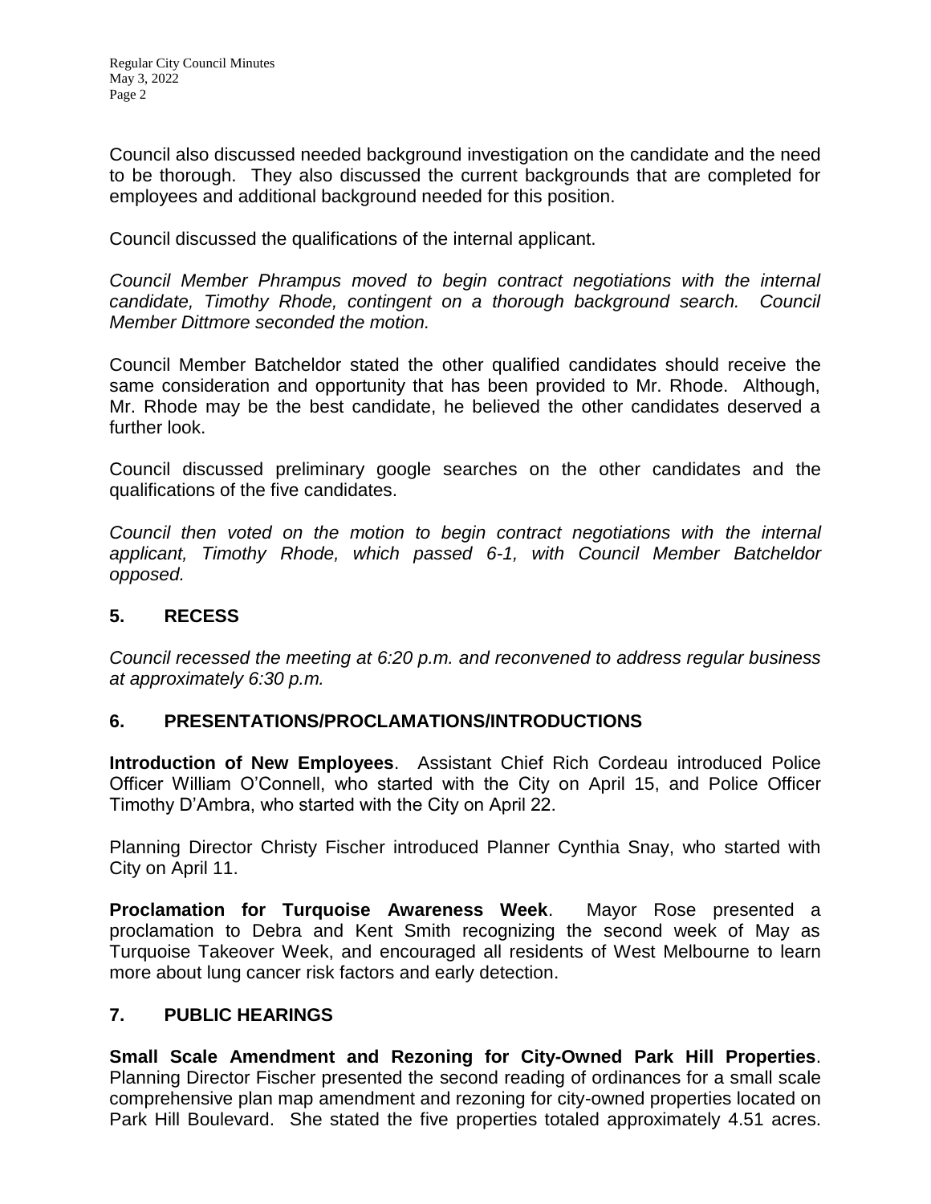Council also discussed needed background investigation on the candidate and the need to be thorough. They also discussed the current backgrounds that are completed for employees and additional background needed for this position.

Council discussed the qualifications of the internal applicant.

*Council Member Phrampus moved to begin contract negotiations with the internal candidate, Timothy Rhode, contingent on a thorough background search. Council Member Dittmore seconded the motion.*

Council Member Batcheldor stated the other qualified candidates should receive the same consideration and opportunity that has been provided to Mr. Rhode. Although, Mr. Rhode may be the best candidate, he believed the other candidates deserved a further look.

Council discussed preliminary google searches on the other candidates and the qualifications of the five candidates.

*Council then voted on the motion to begin contract negotiations with the internal applicant, Timothy Rhode, which passed 6-1, with Council Member Batcheldor opposed.*

## 5. RECESS

*Council recessed the meeting at 6:20 p.m. and reconvened to address regular business at approximately 6:30 p.m.*

## 6. PRESENTATIONS/PROCLAMATIONS/INTRODUCTIONS

**Introduction of New Employees**. Assistant Chief Rich Cordeau introduced Police Officer William O'Connell, who started with the City on April 15, and Police Officer Timothy D'Ambra, who started with the City on April 22.

Planning Director Christy Fischer introduced Planner Cynthia Snay, who started with City on April 11.

**Proclamation for Turquoise Awareness Week**. Mayor Rose presented a proclamation to Debra and Kent Smith recognizing the second week of May as Turquoise Takeover Week, and encouraged all residents of West Melbourne to learn more about lung cancer risk factors and early detection.

## 7. PUBLIC HEARINGS

**Small Scale Amendment and Rezoning for City-Owned Park Hill Properties**. Planning Director Fischer presented the second reading of ordinances for a small scale comprehensive plan map amendment and rezoning for city-owned properties located on Park Hill Boulevard. She stated the five properties totaled approximately 4.51 acres.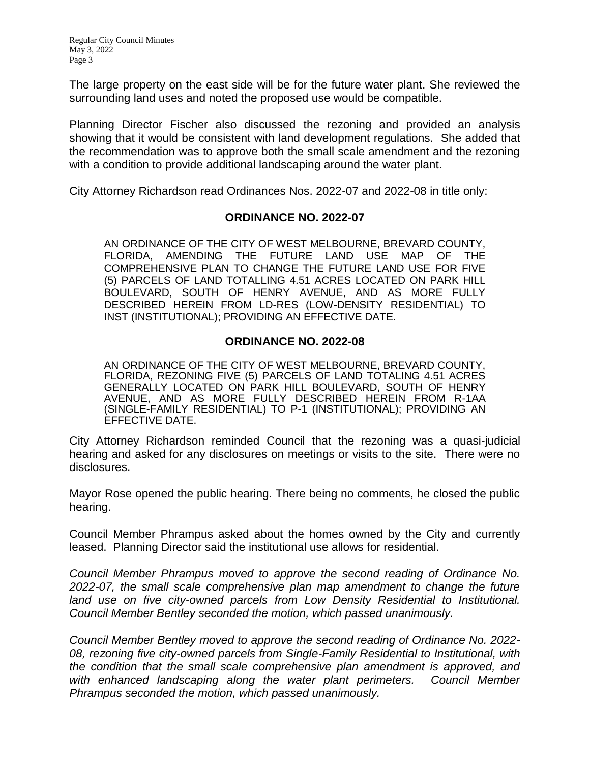The large property on the east side will be for the future water plant. She reviewed the surrounding land uses and noted the proposed use would be compatible.

Planning Director Fischer also discussed the rezoning and provided an analysis showing that it would be consistent with land development regulations. She added that the recommendation was to approve both the small scale amendment and the rezoning with a condition to provide additional landscaping around the water plant.

City Attorney Richardson read Ordinances Nos. 2022-07 and 2022-08 in title only:

**ORDINANCE NO. 2022-07**

AN ORDINANCE OF THE CITY OF WEST MELBOURNE, BREVARD COUNTY, FLORIDA, AMENDING THE FUTURE LAND USE MAP OF THE COMPREHENSIVE PLAN TO CHANGE THE FUTURE LAND USE FOR FIVE (5) PARCELS OF LAND TOTALLING 4.51 ACRES LOCATED ON PARK HILL BOULEVARD, SOUTH OF HENRY AVENUE, AND AS MORE FULLY DESCRIBED HEREIN FROM LD-RES (LOW-DENSITY RESIDENTIAL) TO INST (INSTITUTIONAL); PROVIDING AN EFFECTIVE DATE.

**ORDINANCE NO. 2022-08**

AN ORDINANCE OF THE CITY OF WEST MELBOURNE, BREVARD COUNTY, FLORIDA, REZONING FIVE (5) PARCELS OF LAND TOTALING 4.51 ACRES GENERALLY LOCATED ON PARK HILL BOULEVARD, SOUTH OF HENRY AVENUE, AND AS MORE FULLY DESCRIBED HEREIN FROM R-1AA (SINGLE-FAMILY RESIDENTIAL) TO P-1 (INSTITUTIONAL); PROVIDING AN EFFECTIVE DATE.

City Attorney Richardson reminded Council that the rezoning was a quasi-judicial hearing and asked for any disclosures on meetings or visits to the site. There were no disclosures.

Mayor Rose opened the public hearing. There being no comments, he closed the public hearing.

Council Member Phrampus asked about the homes owned by the City and currently leased. Planning Director said the institutional use allows for residential.

*Council Member Phrampus moved to approve the second reading of Ordinance No. 2022-07, the small scale comprehensive plan map amendment to change the future land use on five city-owned parcels from Low Density Residential to Institutional. Council Member Bentley seconded the motion, which passed unanimously.*

*Council Member Bentley moved to approve the second reading of Ordinance No. 2022-08, rezoning five city-owned parcels from Single-Family Residential to Institutional, with the condition that the small scale comprehensive plan amendment is approved, and with enhanced landscaping along the water plant perimeters. Council Member Phrampus seconded the motion, which passed unanimously.*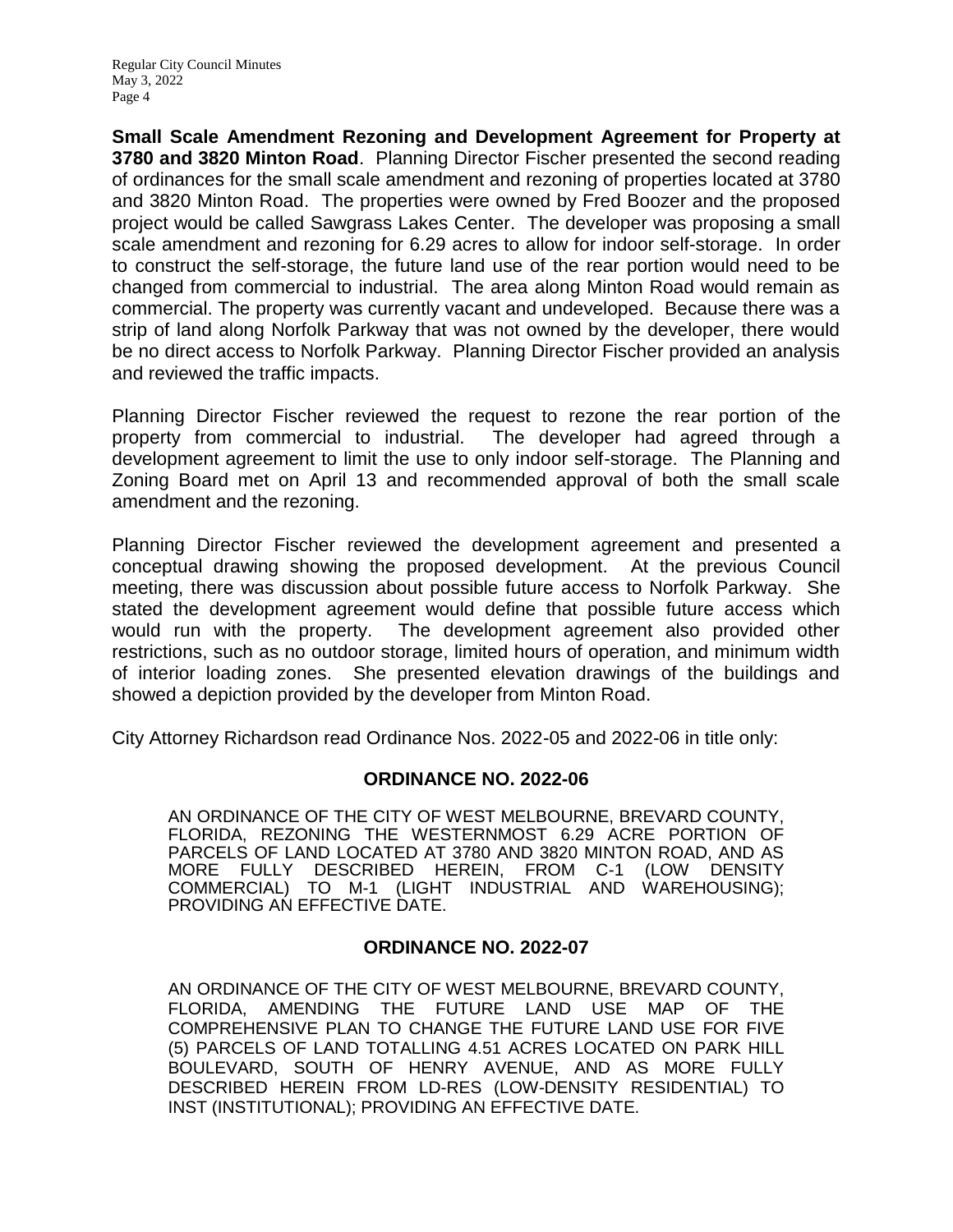**Small Scale Amendment Rezoning and Development Agreement for Property at 3780 and 3820 Minton Road**. Planning Director Fischer presented the second reading of ordinances for the small scale amendment and rezoning of properties located at 3780 and 3820 Minton Road. The properties were owned by Fred Boozer and the proposed project would be called Sawgrass Lakes Center. The developer was proposing a small scale amendment and rezoning for 6.29 acres to allow for indoor self-storage. In order to construct the self-storage, the future land use of the rear portion would need to be changed from commercial to industrial. The area along Minton Road would remain as commercial. The property was currently vacant and undeveloped. Because there was a strip of land along Norfolk Parkway that was not owned by the developer, there would be no direct access to Norfolk Parkway. Planning Director Fischer provided an analysis and reviewed the traffic impacts.

Planning Director Fischer reviewed the request to rezone the rear portion of the property from commercial to industrial. The developer had agreed through a development agreement to limit the use to only indoor self-storage. The Planning and Zoning Board met on April 13 and recommended approval of both the small scale amendment and the rezoning.

Planning Director Fischer reviewed the development agreement and presented a conceptual drawing showing the proposed development. At the previous Council meeting, there was discussion about possible future access to Norfolk Parkway. She stated the development agreement would define that possible future access which would run with the property. The development agreement also provided other restrictions, such as no outdoor storage, limited hours of operation, and minimum width of interior loading zones. She presented elevation drawings of the buildings and showed a depiction provided by the developer from Minton Road.

City Attorney Richardson read Ordinance Nos. 2022-05 and 2022-06 in title only:

**ORDINANCE NO. 2022-06**

AN ORDINANCE OF THE CITY OF WEST MELBOURNE, BREVARD COUNTY, FLORIDA, REZONING THE WESTERNMOST 6.29 ACRE PORTION OF PARCELS OF LAND LOCATED AT 3780 AND 3820 MINTON ROAD, AND AS MORE FULLY DESCRIBED HEREIN, FROM C-1 (LOW DENSITY COMMERCIAL) TO M-1 (LIGHT INDUSTRIAL AND WAREHOUSING); PROVIDING AN EFFECTIVE DATE.

**ORDINANCE NO. 2022-07**

AN ORDINANCE OF THE CITY OF WEST MELBOURNE, BREVARD COUNTY, FLORIDA, AMENDING THE FUTURE LAND USE MAP OF THE COMPREHENSIVE PLAN TO CHANGE THE FUTURE LAND USE FOR FIVE (5) PARCELS OF LAND TOTALLING 4.51 ACRES LOCATED ON PARK HILL BOULEVARD, SOUTH OF HENRY AVENUE, AND AS MORE FULLY DESCRIBED HEREIN FROM LD-RES (LOW-DENSITY RESIDENTIAL) TO INST (INSTITUTIONAL); PROVIDING AN EFFECTIVE DATE.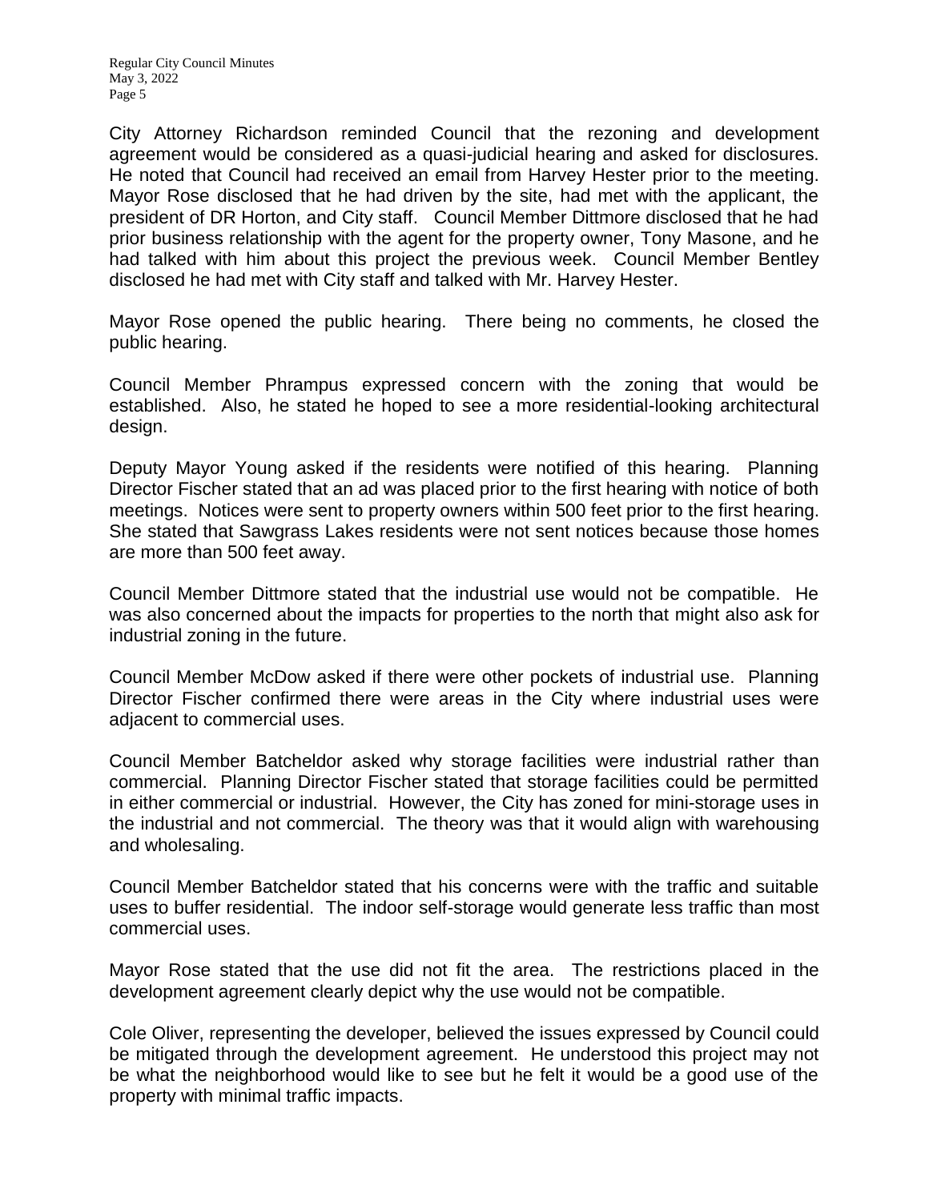City Attorney Richardson reminded Council that the rezoning and development agreement would be considered as a quasi-judicial hearing and asked for disclosures. He noted that Council had received an email from Harvey Hester prior to the meeting. Mayor Rose disclosed that he had driven by the site, had met with the applicant, the president of DR Horton, and City staff. Council Member Dittmore disclosed that he had prior business relationship with the agent for the property owner, Tony Masone, and he had talked with him about this project the previous week. Council Member Bentley disclosed he had met with City staff and talked with Mr. Harvey Hester.

Mayor Rose opened the public hearing. There being no comments, he closed the public hearing.

Council Member Phrampus expressed concern with the zoning that would be established. Also, he stated he hoped to see a more residential-looking architectural design.

Deputy Mayor Young asked if the residents were notified of this hearing. Planning Director Fischer stated that an ad was placed prior to the first hearing with notice of both meetings. Notices were sent to property owners within 500 feet prior to the first hearing. She stated that Sawgrass Lakes residents were not sent notices because those homes are more than 500 feet away.

Council Member Dittmore stated that the industrial use would not be compatible. He was also concerned about the impacts for properties to the north that might also ask for industrial zoning in the future.

Council Member McDow asked if there were other pockets of industrial use. Planning Director Fischer confirmed there were areas in the City where industrial uses were adjacent to commercial uses.

Council Member Batcheldor asked why storage facilities were industrial rather than commercial. Planning Director Fischer stated that storage facilities could be permitted in either commercial or industrial. However, the City has zoned for mini-storage uses in the industrial and not commercial. The theory was that it would align with warehousing and wholesaling.

Council Member Batcheldor stated that his concerns were with the traffic and suitable uses to buffer residential. The indoor self-storage would generate less traffic than most commercial uses.

Mayor Rose stated that the use did not fit the area. The restrictions placed in the development agreement clearly depict why the use would not be compatible.

Cole Oliver, representing the developer, believed the issues expressed by Council could be mitigated through the development agreement. He understood this project may not be what the neighborhood would like to see but he felt it would be a good use of the property with minimal traffic impacts.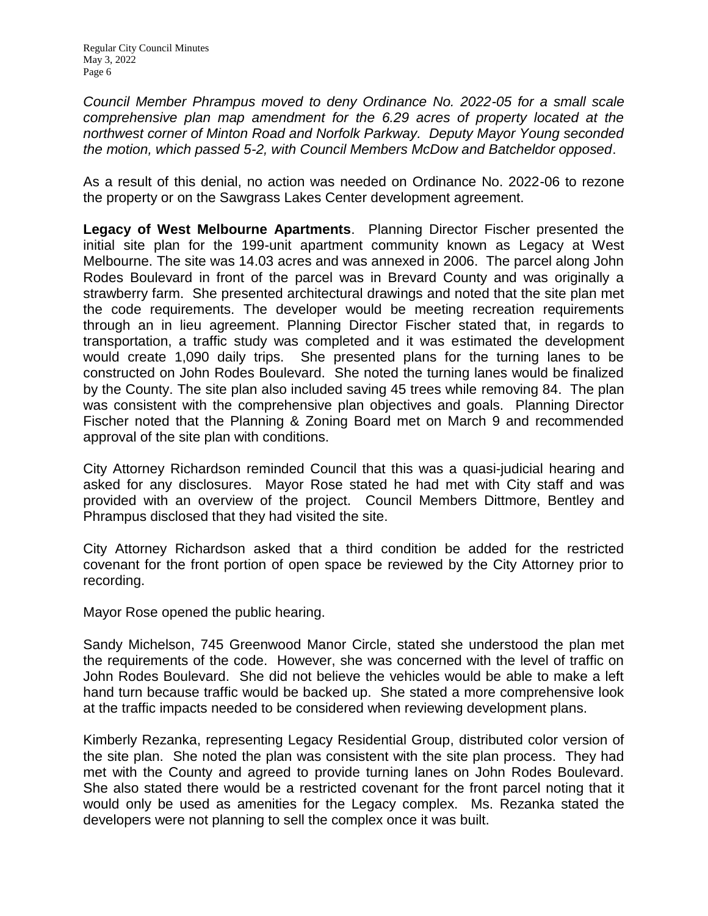*Council Member Phrampus moved to deny Ordinance No. 2022-05 for a small scale comprehensive plan map amendment for the 6.29 acres of property located at the northwest corner of Minton Road and Norfolk Parkway. Deputy Mayor Young seconded the motion, which passed 5-2, with Council Members McDow and Batcheldor opposed*.

As a result of this denial, no action was needed on Ordinance No. 2022-06 to rezone the property or on the Sawgrass Lakes Center development agreement.

**Legacy of West Melbourne Apartments**. Planning Director Fischer presented the initial site plan for the 199-unit apartment community known as Legacy at West Melbourne. The site was 14.03 acres and was annexed in 2006. The parcel along John Rodes Boulevard in front of the parcel was in Brevard County and was originally a strawberry farm. She presented architectural drawings and noted that the site plan met the code requirements. The developer would be meeting recreation requirements through an in lieu agreement. Planning Director Fischer stated that, in regards to transportation, a traffic study was completed and it was estimated the development would create 1,090 daily trips. She presented plans for the turning lanes to be constructed on John Rodes Boulevard. She noted the turning lanes would be finalized by the County. The site plan also included saving 45 trees while removing 84. The plan was consistent with the comprehensive plan objectives and goals. Planning Director Fischer noted that the Planning & Zoning Board met on March 9 and recommended approval of the site plan with conditions.

City Attorney Richardson reminded Council that this was a quasi-judicial hearing and asked for any disclosures. Mayor Rose stated he had met with City staff and was provided with an overview of the project. Council Members Dittmore, Bentley and Phrampus disclosed that they had visited the site.

City Attorney Richardson asked that a third condition be added for the restricted covenant for the front portion of open space be reviewed by the City Attorney prior to recording.

Mayor Rose opened the public hearing.

Sandy Michelson, 745 Greenwood Manor Circle, stated she understood the plan met the requirements of the code. However, she was concerned with the level of traffic on John Rodes Boulevard. She did not believe the vehicles would be able to make a left hand turn because traffic would be backed up. She stated a more comprehensive look at the traffic impacts needed to be considered when reviewing development plans.

Kimberly Rezanka, representing Legacy Residential Group, distributed color version of the site plan. She noted the plan was consistent with the site plan process. They had met with the County and agreed to provide turning lanes on John Rodes Boulevard. She also stated there would be a restricted covenant for the front parcel noting that it would only be used as amenities for the Legacy complex. Ms. Rezanka stated the developers were not planning to sell the complex once it was built.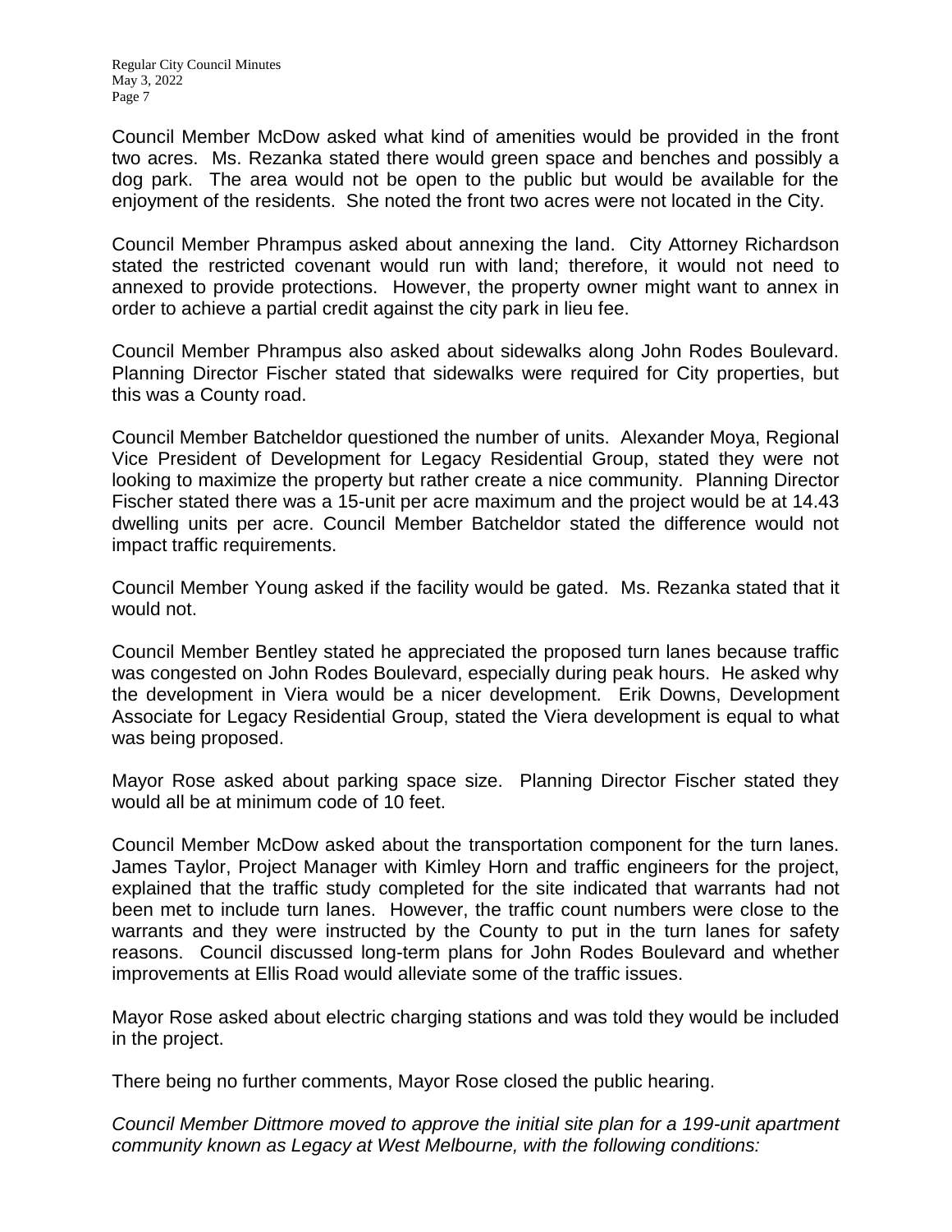Council Member McDow asked what kind of amenities would be provided in the front two acres. Ms. Rezanka stated there would green space and benches and possibly a dog park. The area would not be open to the public but would be available for the enjoyment of the residents. She noted the front two acres were not located in the City.

Council Member Phrampus asked about annexing the land. City Attorney Richardson stated the restricted covenant would run with land; therefore, it would not need to annexed to provide protections. However, the property owner might want to annex in order to achieve a partial credit against the city park in lieu fee.

Council Member Phrampus also asked about sidewalks along John Rodes Boulevard. Planning Director Fischer stated that sidewalks were required for City properties, but this was a County road.

Council Member Batcheldor questioned the number of units. Alexander Moya, Regional Vice President of Development for Legacy Residential Group, stated they were not looking to maximize the property but rather create a nice community. Planning Director Fischer stated there was a 15-unit per acre maximum and the project would be at 14.43 dwelling units per acre. Council Member Batcheldor stated the difference would not impact traffic requirements.

Council Member Young asked if the facility would be gated. Ms. Rezanka stated that it would not.

Council Member Bentley stated he appreciated the proposed turn lanes because traffic was congested on John Rodes Boulevard, especially during peak hours. He asked why the development in Viera would be a nicer development. Erik Downs, Development Associate for Legacy Residential Group, stated the Viera development is equal to what was being proposed.

Mayor Rose asked about parking space size. Planning Director Fischer stated they would all be at minimum code of 10 feet.

Council Member McDow asked about the transportation component for the turn lanes. James Taylor, Project Manager with Kimley Horn and traffic engineers for the project, explained that the traffic study completed for the site indicated that warrants had not been met to include turn lanes. However, the traffic count numbers were close to the warrants and they were instructed by the County to put in the turn lanes for safety reasons. Council discussed long-term plans for John Rodes Boulevard and whether improvements at Ellis Road would alleviate some of the traffic issues.

Mayor Rose asked about electric charging stations and was told they would be included in the project.

There being no further comments, Mayor Rose closed the public hearing.

*Council Member Dittmore moved to approve the initial site plan for a 199-unit apartment community known as Legacy at West Melbourne, with the following conditions:*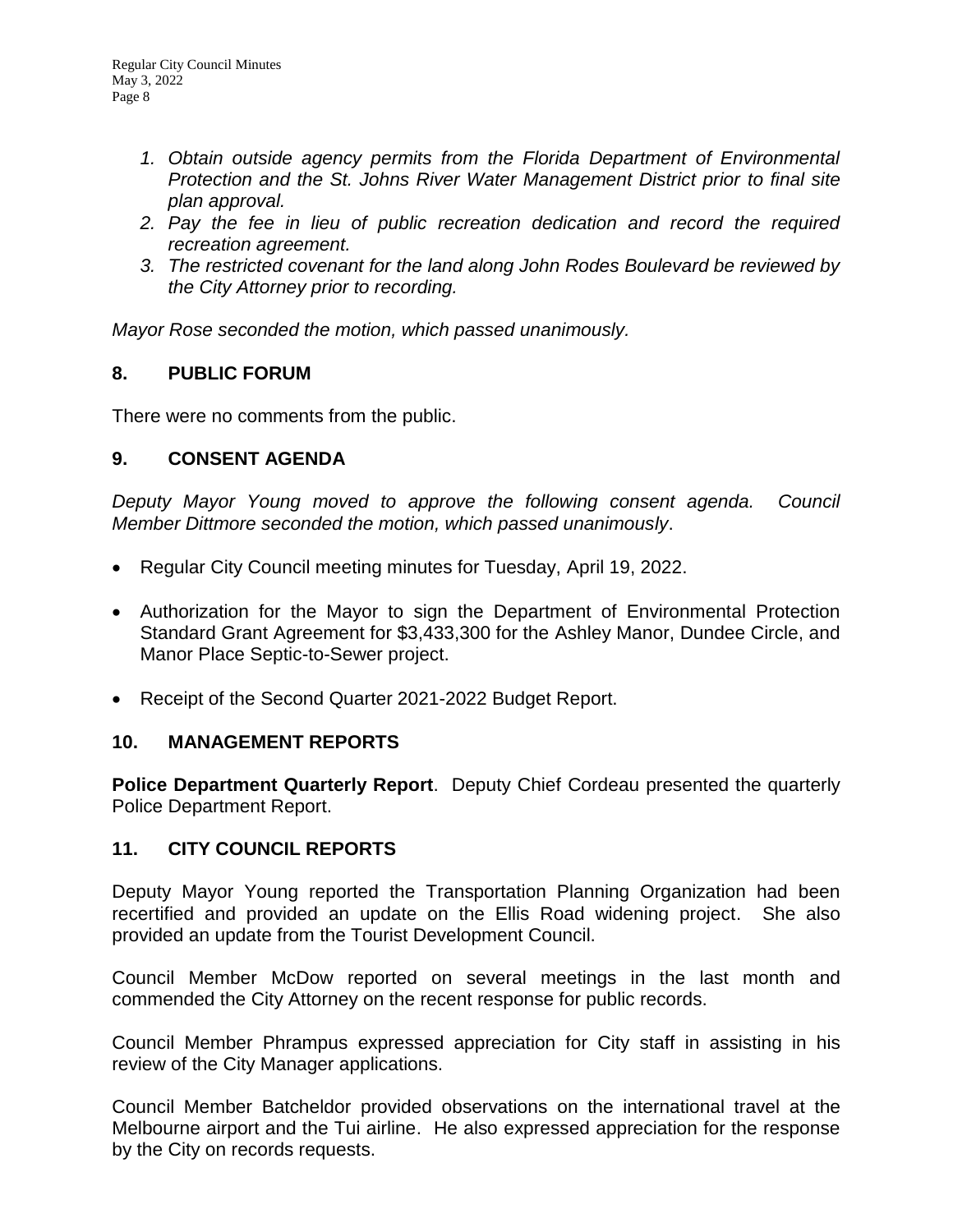*1. Obtain outside agency permits from the Florida Department of Environmental Protection and the St. Johns River Water Management District prior to final site plan approval.*
*2. Pay the fee in lieu of public recreation dedication and record the required recreation agreement.*
*3. The restricted covenant for the land along John Rodes Boulevard be reviewed by the City Attorney prior to recording.*

*Mayor Rose seconded the motion, which passed unanimously.*

## 8. PUBLIC FORUM

There were no comments from the public.

## 9. CONSENT AGENDA

*Deputy Mayor Young moved to approve the following consent agenda. Council Member Dittmore seconded the motion, which passed unanimously*.

- Regular City Council meeting minutes for Tuesday, April 19, 2022.
- Authorization for the Mayor to sign the Department of Environmental Protection Standard Grant Agreement for $3,433,300 for the Ashley Manor, Dundee Circle, and Manor Place Septic-to-Sewer project.
- Receipt of the Second Quarter 2021-2022 Budget Report.

## 10. MANAGEMENT REPORTS

**Police Department Quarterly Report**. Deputy Chief Cordeau presented the quarterly Police Department Report.

## 11. CITY COUNCIL REPORTS

Deputy Mayor Young reported the Transportation Planning Organization had been recertified and provided an update on the Ellis Road widening project. She also provided an update from the Tourist Development Council.

Council Member McDow reported on several meetings in the last month and commended the City Attorney on the recent response for public records.

Council Member Phrampus expressed appreciation for City staff in assisting in his review of the City Manager applications.

Council Member Batcheldor provided observations on the international travel at the Melbourne airport and the Tui airline. He also expressed appreciation for the response by the City on records requests.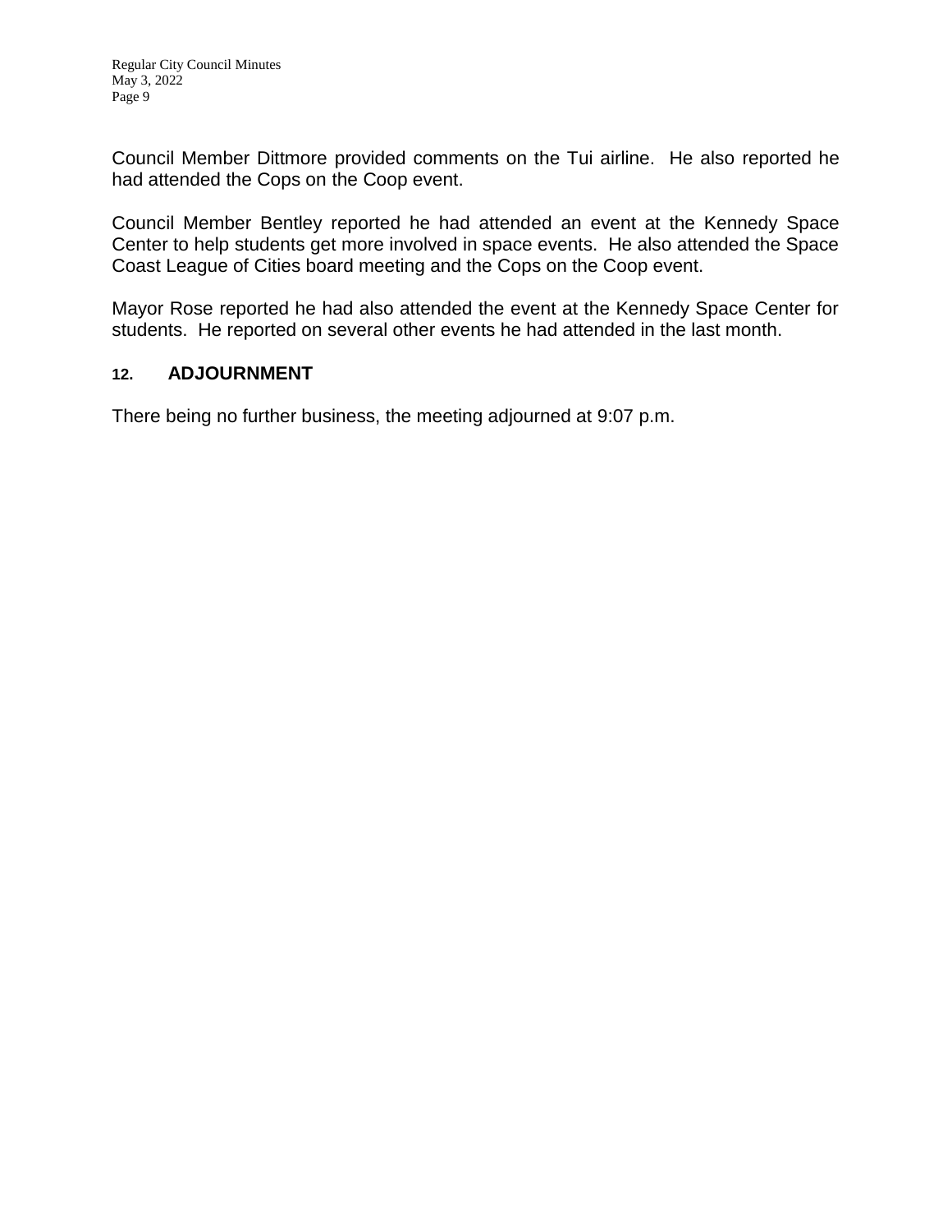Council Member Dittmore provided comments on the Tui airline. He also reported he had attended the Cops on the Coop event.

Council Member Bentley reported he had attended an event at the Kennedy Space Center to help students get more involved in space events. He also attended the Space Coast League of Cities board meeting and the Cops on the Coop event.

Mayor Rose reported he had also attended the event at the Kennedy Space Center for students. He reported on several other events he had attended in the last month.

## 12. ADJOURNMENT

There being no further business, the meeting adjourned at 9:07 p.m.